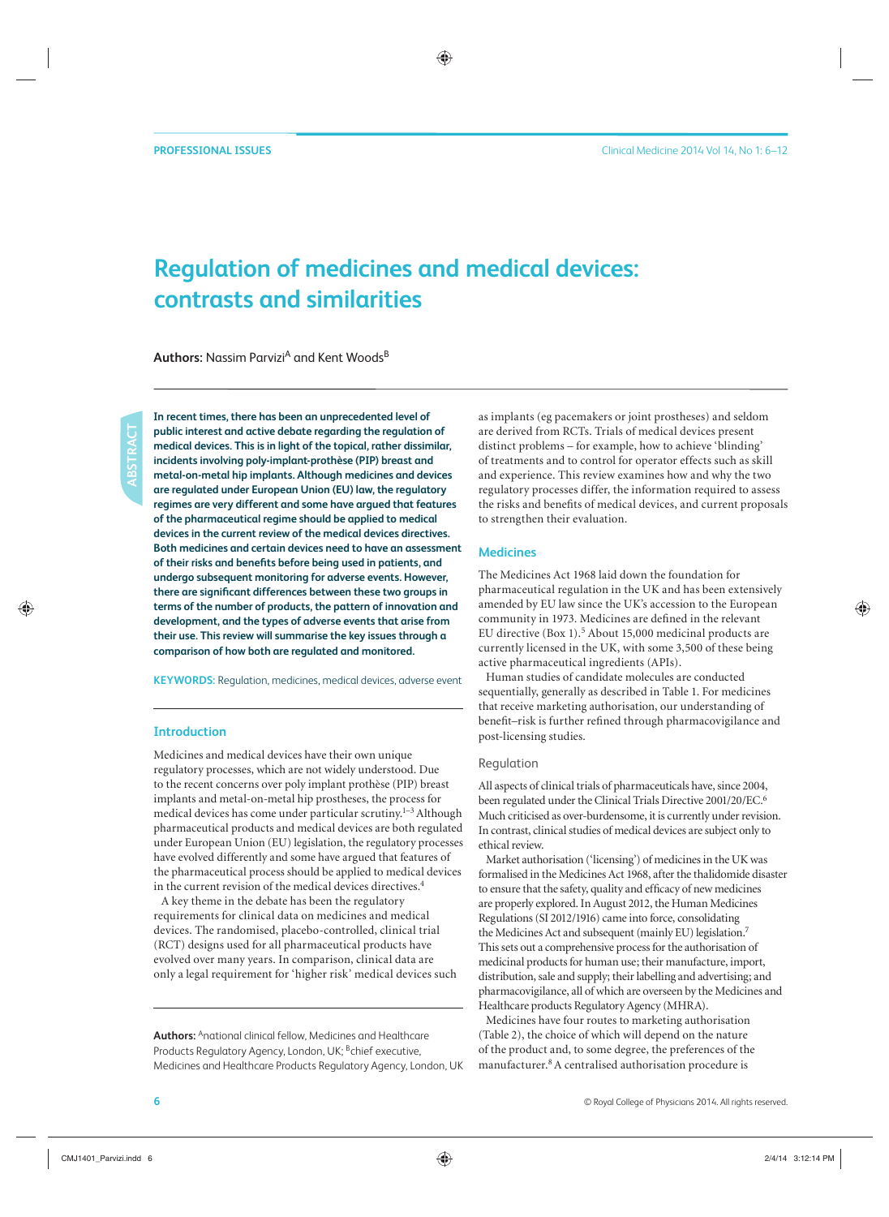# Regulation of medicines and medical devices: contrasts and similarities

**Authors:** Nassim Parvizi[A] and Kent Woods[B]

**ABSTRACT**

**In recent times, there has been an unprecedented level of public interest and active debate regarding the regulation of medical devices. This is in light of the topical, rather dissimilar, incidents involving poly-implant-prothèse (PIP) breast and metal-on-metal hip implants. Although medicines and devices are regulated under European Union (EU) law, the regulatory regimes are very different and some have argued that features of the pharmaceutical regime should be applied to medical devices in the current review of the medical devices directives. Both medicines and certain devices need to have an assessment of their risks and benefits before being used in patients, and undergo subsequent monitoring for adverse events. However, there are significant differences between these two groups in terms of the number of products, the pattern of innovation and development, and the types of adverse events that arise from their use. This review will summarise the key issues through a comparison of how both are regulated and monitored.**

**KEYWORDS:** Regulation, medicines, medical devices, adverse event

## Introduction

Medicines and medical devices have their own unique regulatory processes, which are not widely understood. Due to the recent concerns over poly implant prothèse (PIP) breast implants and metal-on-metal hip prostheses, the process for medical devices has come under particular scrutiny.[1–3] Although pharmaceutical products and medical devices are both regulated under European Union (EU) legislation, the regulatory processes have evolved differently and some have argued that features of the pharmaceutical process should be applied to medical devices in the current revision of the medical devices directives.[4]

A key theme in the debate has been the regulatory requirements for clinical data on medicines and medical devices. The randomised, placebo-controlled, clinical trial (RCT) designs used for all pharmaceutical products have evolved over many years. In comparison, clinical data are only a legal requirement for 'higher risk' medical devices such as implants (eg pacemakers or joint prostheses) and seldom are derived from RCTs. Trials of medical devices present distinct problems – for example, how to achieve 'blinding' of treatments and to control for operator effects such as skill and experience. This review examines how and why the two regulatory processes differ, the information required to assess the risks and benefits of medical devices, and current proposals to strengthen their evaluation.

## Medicines

The Medicines Act 1968 laid down the foundation for pharmaceutical regulation in the UK and has been extensively amended by EU law since the UK's accession to the European community in 1973. Medicines are defined in the relevant EU directive (Box 1).[5] About 15,000 medicinal products are currently licensed in the UK, with some 3,500 of these being active pharmaceutical ingredients (APIs).

Human studies of candidate molecules are conducted sequentially, generally as described in Table 1. For medicines that receive marketing authorisation, our understanding of benefit–risk is further refined through pharmacovigilance and post-licensing studies.

### Regulation

All aspects of clinical trials of pharmaceuticals have, since 2004, been regulated under the Clinical Trials Directive 2001/20/EC.[6] Much criticised as over-burdensome, it is currently under revision. In contrast, clinical studies of medical devices are subject only to ethical review.

Market authorisation ('licensing') of medicines in the UK was formalised in the Medicines Act 1968, after the thalidomide disaster to ensure that the safety, quality and efficacy of new medicines are properly explored. In August 2012, the Human Medicines Regulations (SI 2012/1916) came into force, consolidating the Medicines Act and subsequent (mainly EU) legislation.[7] This sets out a comprehensive process for the authorisation of medicinal products for human use; their manufacture, import, distribution, sale and supply; their labelling and advertising; and pharmacovigilance, all of which are overseen by the Medicines and Healthcare products Regulatory Agency (MHRA).

Medicines have four routes to marketing authorisation (Table 2), the choice of which will depend on the nature of the product and, to some degree, the preferences of the manufacturer.[8] A centralised authorisation procedure is

---

**Authors:** [A]national clinical fellow, Medicines and Healthcare Products Regulatory Agency, London, UK; [B]chief executive, Medicines and Healthcare Products Regulatory Agency, London, UK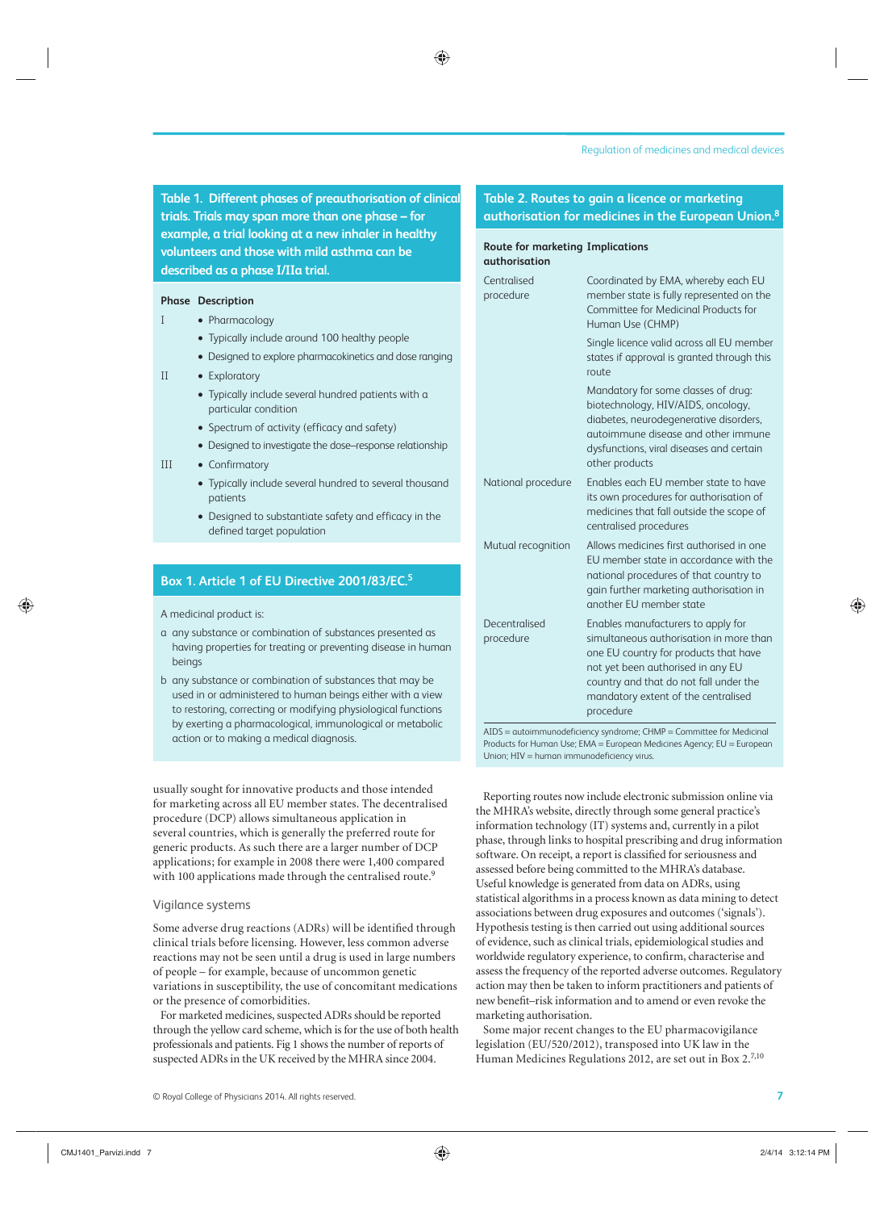**Table 1. Different phases of preauthorisation of clinical trials. Trials may span more than one phase – for example, a trial looking at a new inhaler in healthy volunteers and those with mild asthma can be described as a phase I/IIa trial.**

| Phase | Description |
|---|---|
| I | • Pharmacology<br>• Typically include around 100 healthy people<br>• Designed to explore pharmacokinetics and dose ranging |
| II | • Exploratory<br>• Typically include several hundred patients with a particular condition<br>• Spectrum of activity (efficacy and safety)<br>• Designed to investigate the dose–response relationship |
| III | • Confirmatory<br>• Typically include several hundred to several thousand patients<br>• Designed to substantiate safety and efficacy in the defined target population |

**Box 1. Article 1 of EU Directive 2001/83/EC.[5]**

A medicinal product is:

a any substance or combination of substances presented as having properties for treating or preventing disease in human beings

b any substance or combination of substances that may be used in or administered to human beings either with a view to restoring, correcting or modifying physiological functions by exerting a pharmacological, immunological or metabolic action or to making a medical diagnosis.

**Table 2. Routes to gain a licence or marketing authorisation for medicines in the European Union.[8]**

| Route for marketing authorisation | Implications |
|---|---|
| Centralised procedure | Coordinated by EMA, whereby each EU member state is fully represented on the Committee for Medicinal Products for Human Use (CHMP)<br><br>Single licence valid across all EU member states if approval is granted through this route<br><br>Mandatory for some classes of drug: biotechnology, HIV/AIDS, oncology, diabetes, neurodegenerative disorders, autoimmune disease and other immune dysfunctions, viral diseases and certain other products |
| National procedure | Enables each EU member state to have its own procedures for authorisation of medicines that fall outside the scope of centralised procedures |
| Mutual recognition | Allows medicines first authorised in one EU member state in accordance with the national procedures of that country to gain further marketing authorisation in another EU member state |
| Decentralised procedure | Enables manufacturers to apply for simultaneous authorisation in more than one EU country for products that have not yet been authorised in any EU country and that do not fall under the mandatory extent of the centralised procedure |

AIDS = autoimmunodeficiency syndrome; CHMP = Committee for Medicinal Products for Human Use; EMA = European Medicines Agency; EU = European Union; HIV = human immunodeficiency virus.

usually sought for innovative products and those intended for marketing across all EU member states. The decentralised procedure (DCP) allows simultaneous application in several countries, which is generally the preferred route for generic products. As such there are a larger number of DCP applications; for example in 2008 there were 1,400 compared with 100 applications made through the centralised route.[9]

## Vigilance systems

Some adverse drug reactions (ADRs) will be identified through clinical trials before licensing. However, less common adverse reactions may not be seen until a drug is used in large numbers of people – for example, because of uncommon genetic variations in susceptibility, the use of concomitant medications or the presence of comorbidities.

For marketed medicines, suspected ADRs should be reported through the yellow card scheme, which is for the use of both health professionals and patients. Fig 1 shows the number of reports of suspected ADRs in the UK received by the MHRA since 2004.

Reporting routes now include electronic submission online via the MHRA's website, directly through some general practice's information technology (IT) systems and, currently in a pilot phase, through links to hospital prescribing and drug information software. On receipt, a report is classified for seriousness and assessed before being committed to the MHRA's database. Useful knowledge is generated from data on ADRs, using statistical algorithms in a process known as data mining to detect associations between drug exposures and outcomes ('signals'). Hypothesis testing is then carried out using additional sources of evidence, such as clinical trials, epidemiological studies and worldwide regulatory experience, to confirm, characterise and assess the frequency of the reported adverse outcomes. Regulatory action may then be taken to inform practitioners and patients of new benefit–risk information and to amend or even revoke the marketing authorisation.

Some major recent changes to the EU pharmacovigilance legislation (EU/520/2012), transposed into UK law in the Human Medicines Regulations 2012, are set out in Box 2.[7,10]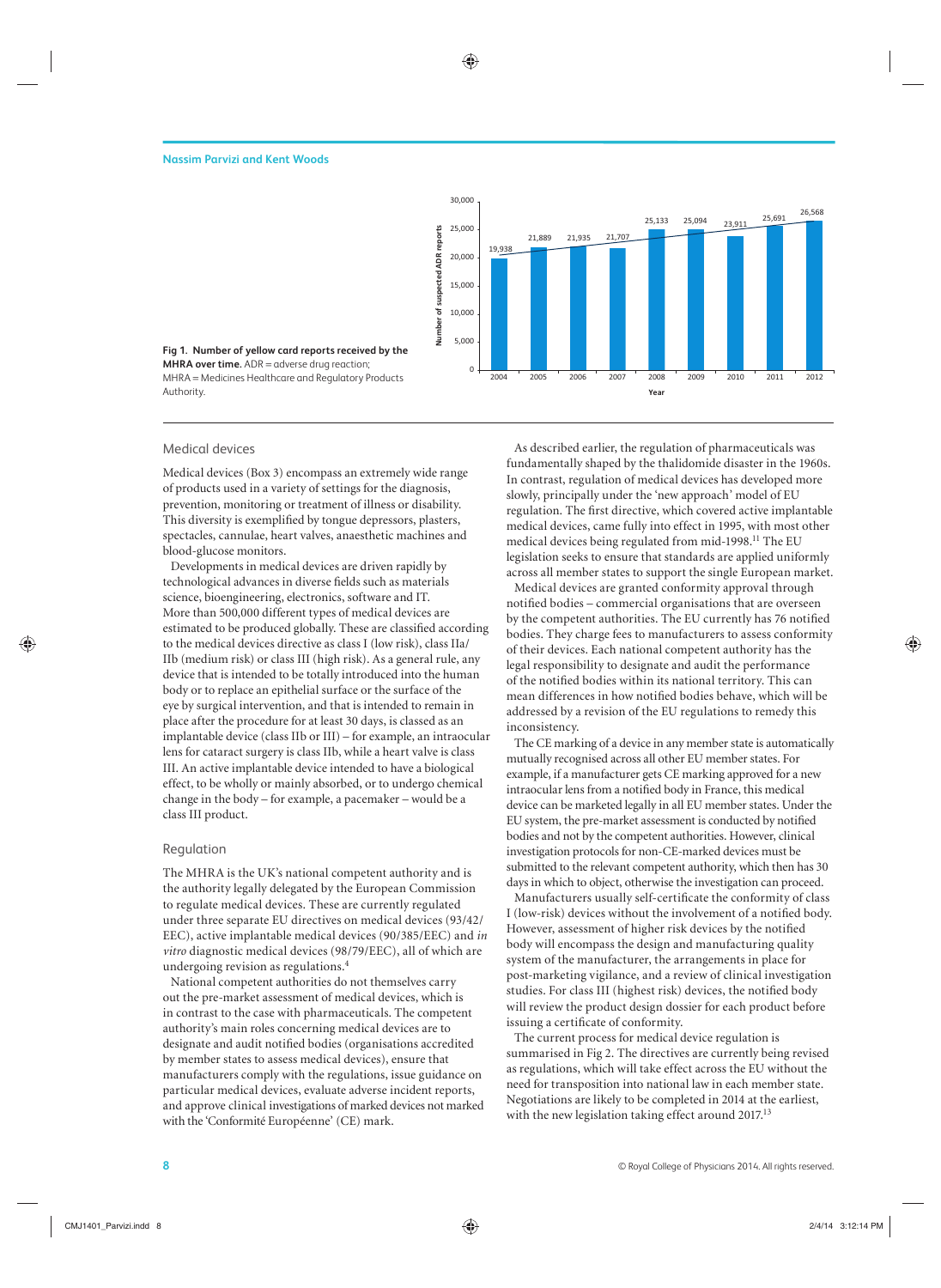30,000
25,000
20,000
15,000
10,000
5,000
0

Number of suspected ADR reports

19,938 21,889 21,935 21,707 25,133 25,094 23,911 25,691 26,568

2004 2005 2006 2007 2008 2009 2010 2011 2012

Year

**Fig 1. Number of yellow card reports received by the MHRA over time.** ADR = adverse drug reaction; MHRA = Medicines Healthcare and Regulatory Products Authority.

## Medical devices

Medical devices (Box 3) encompass an extremely wide range of products used in a variety of settings for the diagnosis, prevention, monitoring or treatment of illness or disability. This diversity is exemplified by tongue depressors, plasters, spectacles, cannulae, heart valves, anaesthetic machines and blood-glucose monitors.

Developments in medical devices are driven rapidly by technological advances in diverse fields such as materials science, bioengineering, electronics, software and IT. More than 500,000 different types of medical devices are estimated to be produced globally. These are classified according to the medical devices directive as class I (low risk), class IIa/IIb (medium risk) or class III (high risk). As a general rule, any device that is intended to be totally introduced into the human body or to replace an epithelial surface or the surface of the eye by surgical intervention, and that is intended to remain in place after the procedure for at least 30 days, is classed as an implantable device (class IIb or III) – for example, an intraocular lens for cataract surgery is class IIb, while a heart valve is class III. An active implantable device intended to have a biological effect, to be wholly or mainly absorbed, or to undergo chemical change in the body – for example, a pacemaker – would be a class III product.

## Regulation

The MHRA is the UK's national competent authority and is the authority legally delegated by the European Commission to regulate medical devices. These are currently regulated under three separate EU directives on medical devices (93/42/EEC), active implantable medical devices (90/385/EEC) and *in vitro* diagnostic medical devices (98/79/EEC), all of which are undergoing revision as regulations.[4]

National competent authorities do not themselves carry out the pre-market assessment of medical devices, which is in contrast to the case with pharmaceuticals. The competent authority's main roles concerning medical devices are to designate and audit notified bodies (organisations accredited by member states to assess medical devices), ensure that manufacturers comply with the regulations, issue guidance on particular medical devices, evaluate adverse incident reports, and approve clinical investigations of marked devices not marked with the 'Conformité Européenne' (CE) mark.

As described earlier, the regulation of pharmaceuticals was fundamentally shaped by the thalidomide disaster in the 1960s. In contrast, regulation of medical devices has developed more slowly, principally under the 'new approach' model of EU regulation. The first directive, which covered active implantable medical devices, came fully into effect in 1995, with most other medical devices being regulated from mid-1998.[11] The EU legislation seeks to ensure that standards are applied uniformly across all member states to support the single European market.

Medical devices are granted conformity approval through notified bodies – commercial organisations that are overseen by the competent authorities. The EU currently has 76 notified bodies. They charge fees to manufacturers to assess conformity of their devices. Each national competent authority has the legal responsibility to designate and audit the performance of the notified bodies within its national territory. This can mean differences in how notified bodies behave, which will be addressed by a revision of the EU regulations to remedy this inconsistency.

The CE marking of a device in any member state is automatically mutually recognised across all other EU member states. For example, if a manufacturer gets CE marking approved for a new intraocular lens from a notified body in France, this medical device can be marketed legally in all EU member states. Under the EU system, the pre-market assessment is conducted by notified bodies and not by the competent authorities. However, clinical investigation protocols for non-CE-marked devices must be submitted to the relevant competent authority, which then has 30 days in which to object, otherwise the investigation can proceed.

Manufacturers usually self-certificate the conformity of class I (low-risk) devices without the involvement of a notified body. However, assessment of higher risk devices by the notified body will encompass the design and manufacturing quality system of the manufacturer, the arrangements in place for post-marketing vigilance, and a review of clinical investigation studies. For class III (highest risk) devices, the notified body will review the product design dossier for each product before issuing a certificate of conformity.

The current process for medical device regulation is summarised in Fig 2. The directives are currently being revised as regulations, which will take effect across the EU without the need for transposition into national law in each member state. Negotiations are likely to be completed in 2014 at the earliest, with the new legislation taking effect around 2017.[13]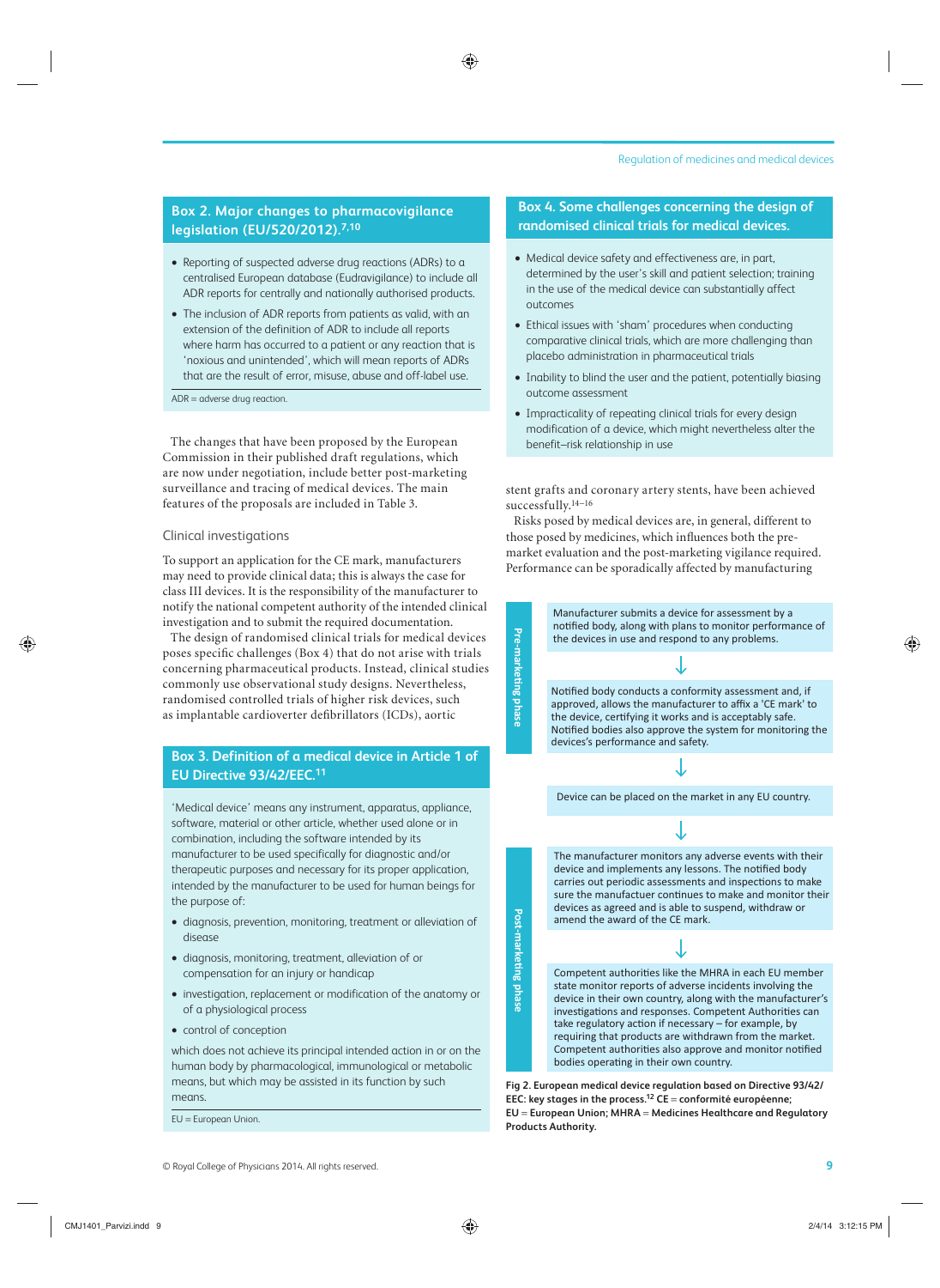## Box 2. Major changes to pharmacovigilance legislation (EU/520/2012).[7,10]

- Reporting of suspected adverse drug reactions (ADRs) to a centralised European database (Eudravigilance) to include all ADR reports for centrally and nationally authorised products.
- The inclusion of ADR reports from patients as valid, with an extension of the definition of ADR to include all reports where harm has occurred to a patient or any reaction that is 'noxious and unintended', which will mean reports of ADRs that are the result of error, misuse, abuse and off-label use.

ADR = adverse drug reaction.

The changes that have been proposed by the European Commission in their published draft regulations, which are now under negotiation, include better post-marketing surveillance and tracing of medical devices. The main features of the proposals are included in Table 3.

### Clinical investigations

To support an application for the CE mark, manufacturers may need to provide clinical data; this is always the case for class III devices. It is the responsibility of the manufacturer to notify the national competent authority of the intended clinical investigation and to submit the required documentation.

The design of randomised clinical trials for medical devices poses specific challenges (Box 4) that do not arise with trials concerning pharmaceutical products. Instead, clinical studies commonly use observational study designs. Nevertheless, randomised controlled trials of higher risk devices, such as implantable cardioverter defibrillators (ICDs), aortic stent grafts and coronary artery stents, have been achieved successfully.[14–16]

Risks posed by medical devices are, in general, different to those posed by medicines, which influences both the pre-market evaluation and the post-marketing vigilance required. Performance can be sporadically affected by manufacturing

## Box 3. Definition of a medical device in Article 1 of EU Directive 93/42/EEC.[11]

'Medical device' means any instrument, apparatus, appliance, software, material or other article, whether used alone or in combination, including the software intended by its manufacturer to be used specifically for diagnostic and/or therapeutic purposes and necessary for its proper application, intended by the manufacturer to be used for human beings for the purpose of:

- diagnosis, prevention, monitoring, treatment or alleviation of disease
- diagnosis, monitoring, treatment, alleviation of or compensation for an injury or handicap
- investigation, replacement or modification of the anatomy or of a physiological process
- control of conception

which does not achieve its principal intended action in or on the human body by pharmacological, immunological or metabolic means, but which may be assisted in its function by such means.

EU = European Union.

## Box 4. Some challenges concerning the design of randomised clinical trials for medical devices.

- Medical device safety and effectiveness are, in part, determined by the user's skill and patient selection; training in the use of the medical device can substantially affect outcomes
- Ethical issues with 'sham' procedures when conducting comparative clinical trials, which are more challenging than placebo administration in pharmaceutical trials
- Inability to blind the user and the patient, potentially biasing outcome assessment
- Impracticality of repeating clinical trials for every design modification of a device, which might nevertheless alter the benefit–risk relationship in use

Pre-marketing phase

Manufacturer submits a device for assessment by a notified body, along with plans to monitor performance of the devices in use and respond to any problems.

↓

Notified body conducts a conformity assessment and, if approved, allows the manufacturer to affix a 'CE mark' to the device, certifying it works and is acceptably safe. Notified bodies also approve the system for monitoring the devices's performance and safety.

↓

Device can be placed on the market in any EU country.

↓

Post-marketing phase

The manufacturer monitors any adverse events with their device and implements any lessons. The notified body carries out periodic assessments and inspections to make sure the manufactuer continues to make and monitor their devices as agreed and is able to suspend, withdraw or amend the award of the CE mark.

↓

Competent authorities like the MHRA in each EU member state monitor reports of adverse incidents involving the device in their own country, along with the manufacturer's investigations and responses. Competent Authorities can take regulatory action if necessary – for example, by requiring that products are withdrawn from the market. Competent authorities also approve and monitor notified bodies operating in their own country.

**Fig 2. European medical device regulation based on Directive 93/42/EEC: key stages in the process.[12] CE = conformité européenne; EU = European Union; MHRA = Medicines Healthcare and Regulatory Products Authority.**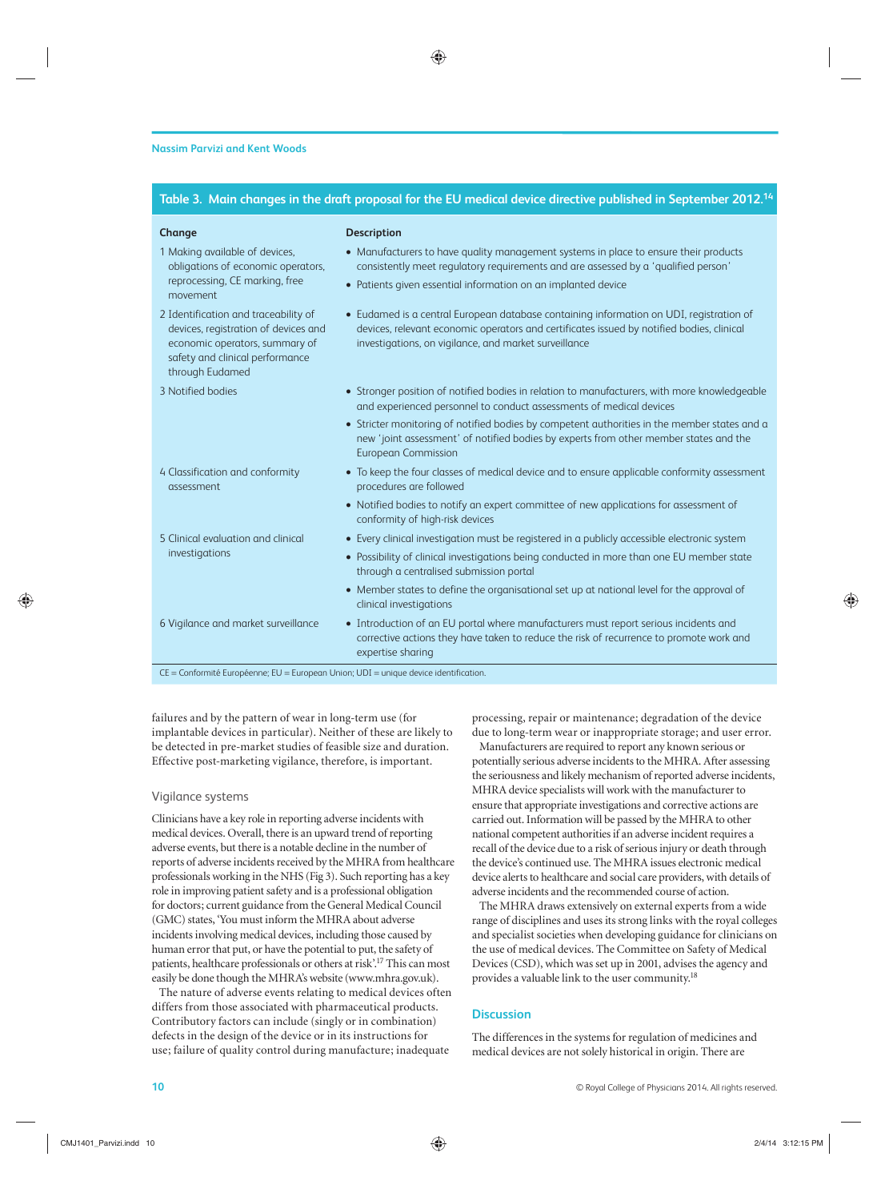**Table 3. Main changes in the draft proposal for the EU medical device directive published in September 2012.[14]**

| Change | Description |
|---|---|
| 1 Making available of devices, obligations of economic operators, reprocessing, CE marking, free movement | • Manufacturers to have quality management systems in place to ensure their products consistently meet regulatory requirements and are assessed by a 'qualified person'<br>• Patients given essential information on an implanted device |
| 2 Identification and traceability of devices, registration of devices and economic operators, summary of safety and clinical performance through Eudamed | • Eudamed is a central European database containing information on UDI, registration of devices, relevant economic operators and certificates issued by notified bodies, clinical investigations, on vigilance, and market surveillance |
| 3 Notified bodies | • Stronger position of notified bodies in relation to manufacturers, with more knowledgeable and experienced personnel to conduct assessments of medical devices<br>• Stricter monitoring of notified bodies by competent authorities in the member states and a new 'joint assessment' of notified bodies by experts from other member states and the European Commission |
| 4 Classification and conformity assessment | • To keep the four classes of medical device and to ensure applicable conformity assessment procedures are followed<br>• Notified bodies to notify an expert committee of new applications for assessment of conformity of high-risk devices |
| 5 Clinical evaluation and clinical investigations | • Every clinical investigation must be registered in a publicly accessible electronic system<br>• Possibility of clinical investigations being conducted in more than one EU member state through a centralised submission portal<br>• Member states to define the organisational set up at national level for the approval of clinical investigations |
| 6 Vigilance and market surveillance | • Introduction of an EU portal where manufacturers must report serious incidents and corrective actions they have taken to reduce the risk of recurrence to promote work and expertise sharing |

CE = Conformité Européenne; EU = European Union; UDI = unique device identification.

failures and by the pattern of wear in long-term use (for implantable devices in particular). Neither of these are likely to be detected in pre-market studies of feasible size and duration. Effective post-marketing vigilance, therefore, is important.

### Vigilance systems

Clinicians have a key role in reporting adverse incidents with medical devices. Overall, there is an upward trend of reporting adverse events, but there is a notable decline in the number of reports of adverse incidents received by the MHRA from healthcare professionals working in the NHS (Fig 3). Such reporting has a key role in improving patient safety and is a professional obligation for doctors; current guidance from the General Medical Council (GMC) states, 'You must inform the MHRA about adverse incidents involving medical devices, including those caused by human error that put, or have the potential to put, the safety of patients, healthcare professionals or others at risk'.[17] This can most easily be done though the MHRA's website (www.mhra.gov.uk).

The nature of adverse events relating to medical devices often differs from those associated with pharmaceutical products. Contributory factors can include (singly or in combination) defects in the design of the device or in its instructions for use; failure of quality control during manufacture; inadequate processing, repair or maintenance; degradation of the device due to long-term wear or inappropriate storage; and user error.

Manufacturers are required to report any known serious or potentially serious adverse incidents to the MHRA. After assessing the seriousness and likely mechanism of reported adverse incidents, MHRA device specialists will work with the manufacturer to ensure that appropriate investigations and corrective actions are carried out. Information will be passed by the MHRA to other national competent authorities if an adverse incident requires a recall of the device due to a risk of serious injury or death through the device's continued use. The MHRA issues electronic medical device alerts to healthcare and social care providers, with details of adverse incidents and the recommended course of action.

The MHRA draws extensively on external experts from a wide range of disciplines and uses its strong links with the royal colleges and specialist societies when developing guidance for clinicians on the use of medical devices. The Committee on Safety of Medical Devices (CSD), which was set up in 2001, advises the agency and provides a valuable link to the user community.[18]

## Discussion

The differences in the systems for regulation of medicines and medical devices are not solely historical in origin. There are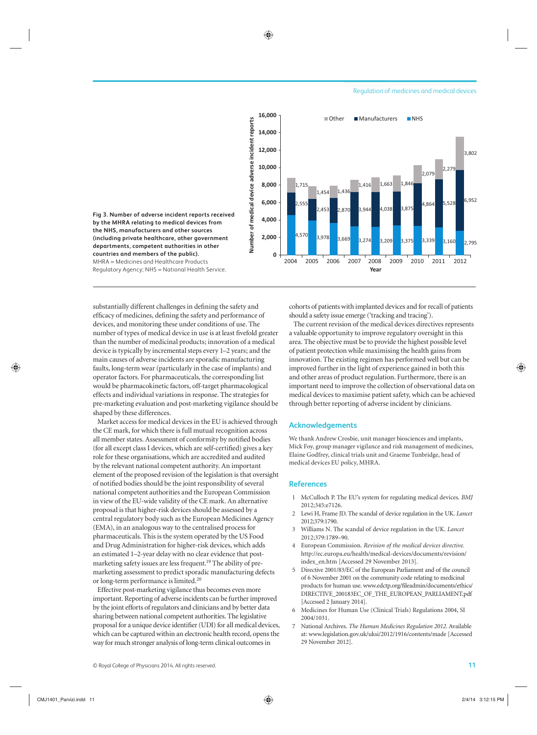16,000
14,000
12,000
10,000
8,000
6,000
4,000
2,000
0

Number of medical device adverse incident reports

Other  Manufacturers  NHS

2004 2005 2006 2007 2008 2009 2010 2011 2012

Year

1,715 2,555 4,570
1,454 2,453 3,978
1,436 2,870 3,669
1,416 3,944 3,274
1,663 4,038 3,209
1,846 3,875 3,375
2,079 4,864 3,339
2,279 5,528 3,160
3,802 6,952 2,795

**Fig 3. Number of adverse incident reports received by the MHRA relating to medical devices from the NHS, manufacturers and other sources (including private healthcare, other government departments, competent authorities in other countries and members of the public).**
MHRA = Medicines and Healthcare Products Regulatory Agency; NHS = National Health Service.

substantially different challenges in defining the safety and efficacy of medicines, defining the safety and performance of devices, and monitoring these under conditions of use. The number of types of medical device in use is at least fivefold greater than the number of medicinal products; innovation of a medical device is typically by incremental steps every 1–2 years; and the main causes of adverse incidents are sporadic manufacturing faults, long-term wear (particularly in the case of implants) and operator factors. For pharmaceuticals, the corresponding list would be pharmacokinetic factors, off-target pharmacological effects and individual variations in response. The strategies for pre-marketing evaluation and post-marketing vigilance should be shaped by these differences.

Market access for medical devices in the EU is achieved through the CE mark, for which there is full mutual recognition across all member states. Assessment of conformity by notified bodies (for all except class I devices, which are self-certified) gives a key role for these organisations, which are accredited and audited by the relevant national competent authority. An important element of the proposed revision of the legislation is that oversight of notified bodies should be the joint responsibility of several national competent authorities and the European Commission in view of the EU-wide validity of the CE mark. An alternative proposal is that higher-risk devices should be assessed by a central regulatory body such as the European Medicines Agency (EMA), in an analogous way to the centralised process for pharmaceuticals. This is the system operated by the US Food and Drug Administration for higher-risk devices, which adds an estimated 1–2-year delay with no clear evidence that post-marketing safety issues are less frequent.[19] The ability of pre-marketing assessment to predict sporadic manufacturing defects or long-term performance is limited.[20]

Effective post-marketing vigilance thus becomes even more important. Reporting of adverse incidents can be further improved by the joint efforts of regulators and clinicians and by better data sharing between national competent authorities. The legislative proposal for a unique device identifier (UDI) for all medical devices, which can be captured within an electronic health record, opens the way for much stronger analysis of long-term clinical outcomes in cohorts of patients with implanted devices and for recall of patients should a safety issue emerge ('tracking and tracing').

The current revision of the medical devices directives represents a valuable opportunity to improve regulatory oversight in this area. The objective must be to provide the highest possible level of patient protection while maximising the health gains from innovation. The existing regimen has performed well but can be improved further in the light of experience gained in both this and other areas of product regulation. Furthermore, there is an important need to improve the collection of observational data on medical devices to maximise patient safety, which can be achieved through better reporting of adverse incident by clinicians.

## Acknowledgements

We thank Andrew Crosbie, unit manager biosciences and implants, Mick Foy, group manager vigilance and risk management of medicines, Elaine Godfrey, clinical trials unit and Graeme Tunbridge, head of medical devices EU policy, MHRA.

## References

1. McCulloch P. The EU's system for regulating medical devices. *BMJ* 2012;345:e7126.
2. Lewi H, Frame JD. The scandal of device regulation in the UK. *Lancet* 2012;379:1790.
3. Williams N. The scandal of device regulation in the UK. *Lancet* 2012;379:1789–90.
4. European Commission. *Revision of the medical devices directive.* http://ec.europa.eu/health/medical-devices/documents/revision/index_en.htm [Accessed 29 November 2013].
5. Directive 2001/83/EC of the European Parliament and of the council of 6 November 2001 on the community code relating to medicinal products for human use. www.edctp.org/fileadmin/documents/ethics/DIRECTIVE_200183EC_OF_THE_EUROPEAN_PARLIAMENT.pdf [Accessed 2 January 2014].
6. Medicines for Human Use (Clinical Trials) Regulations 2004, SI 2004/1031.
7. National Archives. *The Human Medicines Regulation 2012.* Available at: www.legislation.gov.uk/uksi/2012/1916/contents/made [Accessed 29 November 2012].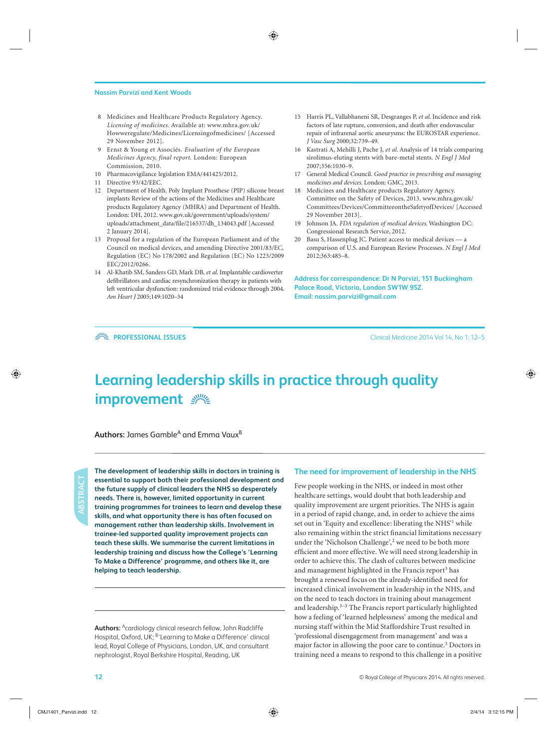8 Medicines and Healthcare Products Regulatory Agency. *Licensing of medicines.* Available at: www.mhra.gov.uk/Howweregulate/Medicines/Licensingofmedicines/ [Accessed 29 November 2012].
9 Ernst & Young et Associés. *Evaluation of the European Medicines Agency, final report.* London: European Commission, 2010.
10 Pharmacovigilance legislation EMA/441425/2012.
11 Directive 93/42/EEC.
12 Department of Health. Poly Implant Prosthese (PIP) silicone breast implants Review of the actions of the Medicines and Healthcare products Regulatory Agency (MHRA) and Department of Health. London: DH, 2012. www.gov.uk/government/uploads/system/uploads/attachment_data/file/216537/dh_134043.pdf [Accessed 2 January 2014].
13 Proposal for a regulation of the European Parliament and of the Council on medical devices, and amending Directive 2001/83/EC, Regulation (EC) No 178/2002 and Regulation (EC) No 1223/2009 EEC/2012/0266.
14 Al-Khatib SM, Sanders GD, Mark DB, *et al.* Implantable cardioverter defibrillators and cardiac resynchronization therapy in patients with left ventricular dysfunction: randomized trial evidence through 2004. *Am Heart J* 2005;149:1020–34
15 Harris PL, Vallabhaneni SR, Desgranges P, *et al.* Incidence and risk factors of late rupture, conversion, and death after endovascular repair of infrarenal aortic aneurysms: the EUROSTAR experience. *J Vasc Surg* 2000;32:739–49.
16 Kastrati A, Mehilli J, Pache J, *et al.* Analysis of 14 trials comparing sirolimus-eluting stents with bare-metal stents. *N Engl J Med* 2007;356:1030–9.
17 General Medical Council. *Good practice in prescribing and managing medicines and devices.* London: GMC, 2013.
18 Medicines and Healthcare products Regulatory Agency. Committee on the Safety of Devices, 2013. www.mhra.gov.uk/Committees/Devices/CommitteeontheSafetyofDevices/ [Accessed 29 November 2013].
19 Johnson JA. *FDA regulation of medical devices.* Washington DC: Congressional Research Service, 2012.
20 Basu S, Hassenplug JC. Patient access to medical devices — a comparison of U.S. and European Review Processes. *N Engl J Med* 2012;363:485–8.

**Address for correspondence: Dr N Parvizi, 151 Buckingham Palace Road, Victoria, London SW1W 9SZ.**
**Email: nassim.parvizi@gmail.com**

PROFESSIONAL ISSUES

# Learning leadership skills in practice through quality improvement

**Authors:** James Gamble[A] and Emma Vaux[B]

ABSTRACT

**The development of leadership skills in doctors in training is essential to support both their professional development and the future supply of clinical leaders the NHS so desperately needs. There is, however, limited opportunity in current training programmes for trainees to learn and develop these skills, and what opportunity there is has often focused on management rather than leadership skills. Involvement in trainee-led supported quality improvement projects can teach these skills. We summarise the current limitations in leadership training and discuss how the College's 'Learning To Make a Difference' programme, and others like it, are helping to teach leadership.**

**Authors:** [A]cardiology clinical research fellow, John Radcliffe Hospital, Oxford, UK; [B]'Learning to Make a Difference' clinical lead, Royal College of Physicians, London, UK, and consultant nephrologist, Royal Berkshire Hospital, Reading, UK

## The need for improvement of leadership in the NHS

Few people working in the NHS, or indeed in most other healthcare settings, would doubt that both leadership and quality improvement are urgent priorities. The NHS is again in a period of rapid change, and, in order to achieve the aims set out in 'Equity and excellence: liberating the NHS'[1] while also remaining within the strict financial limitations necessary under the 'Nicholson Challenge',[2] we need to be both more efficient and more effective. We will need strong leadership in order to achieve this. The clash of cultures between medicine and management highlighted in the Francis report[3] has brought a renewed focus on the already-identified need for increased clinical involvement in leadership in the NHS, and on the need to teach doctors in training about management and leadership.[3–5] The Francis report particularly highlighted how a feeling of 'learned helplessness' among the medical and nursing staff within the Mid Staffordshire Trust resulted in 'professional disengagement from management' and was a major factor in allowing the poor care to continue.[3] Doctors in training need a means to respond to this challenge in a positive